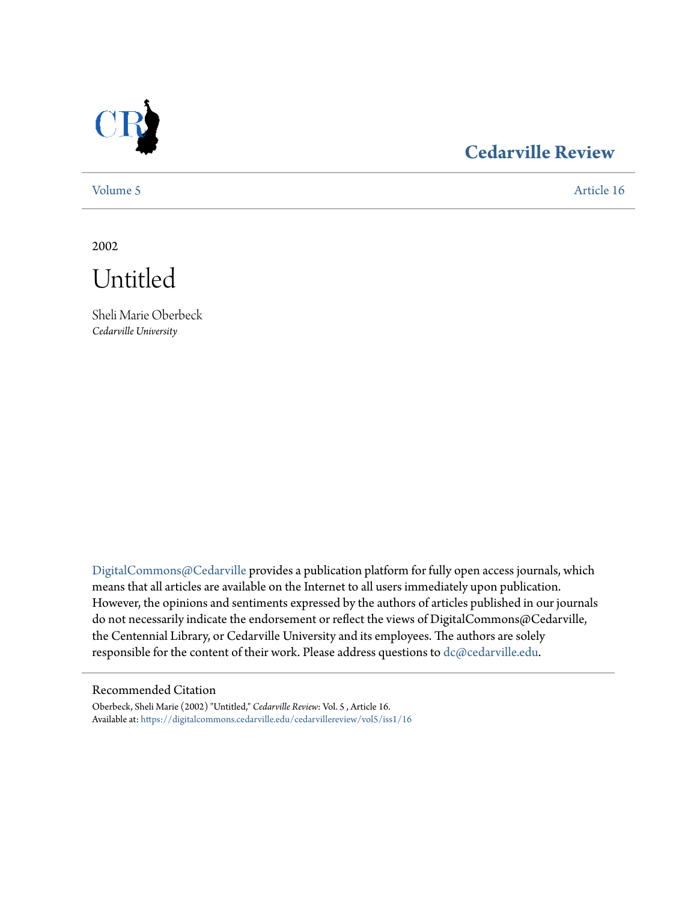# Cedarville Review

Volume 5 Article 16

2002

# Untitled

Sheli Marie Oberbeck
*Cedarville University*

DigitalCommons@Cedarville provides a publication platform for fully open access journals, which means that all articles are available on the Internet to all users immediately upon publication. However, the opinions and sentiments expressed by the authors of articles published in our journals do not necessarily indicate the endorsement or reflect the views of DigitalCommons@Cedarville, the Centennial Library, or Cedarville University and its employees. The authors are solely responsible for the content of their work. Please address questions to dc@cedarville.edu.

## Recommended Citation

Oberbeck, Sheli Marie (2002) "Untitled," *Cedarville Review*: Vol. 5 , Article 16.
Available at: https://digitalcommons.cedarville.edu/cedarvillereview/vol5/iss1/16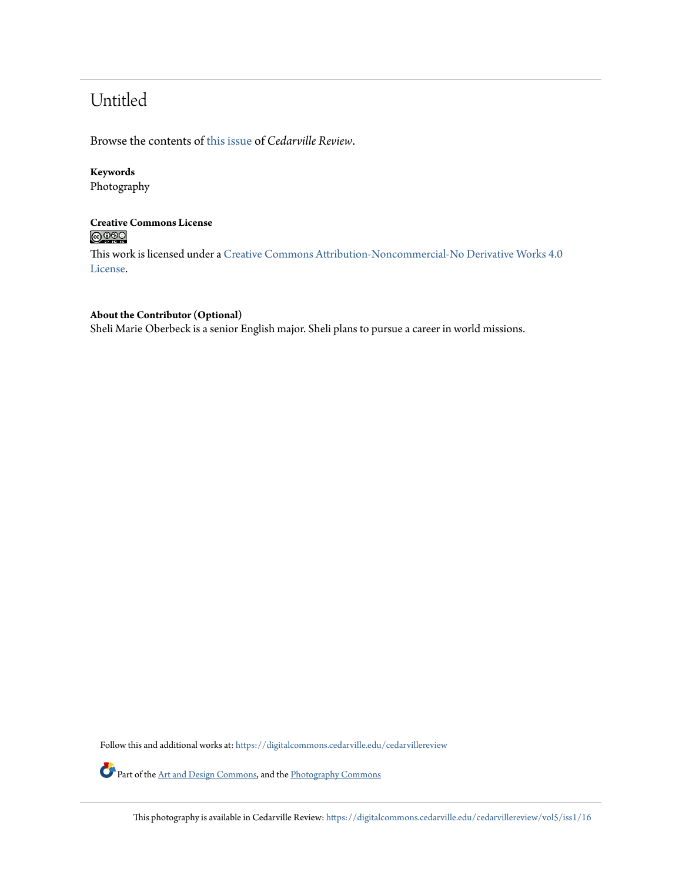# Untitled

Browse the contents of this issue of *Cedarville Review*.

**Keywords**
Photography

**Creative Commons License**

This work is licensed under a Creative Commons Attribution-Noncommercial-No Derivative Works 4.0 License.

**About the Contributor (Optional)**
Sheli Marie Oberbeck is a senior English major. Sheli plans to pursue a career in world missions.

Follow this and additional works at: https://digitalcommons.cedarville.edu/cedarvillereview

Part of the Art and Design Commons, and the Photography Commons

This photography is available in Cedarville Review: https://digitalcommons.cedarville.edu/cedarvillereview/vol5/iss1/16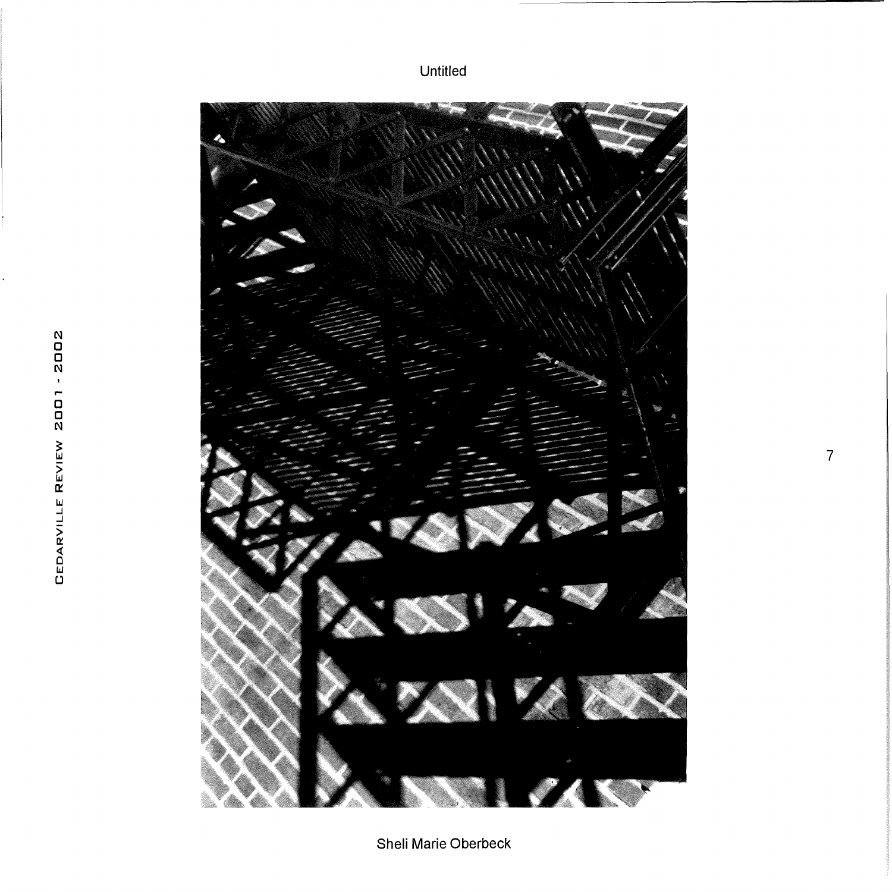Untitled

Sheli Marie Oberbeck